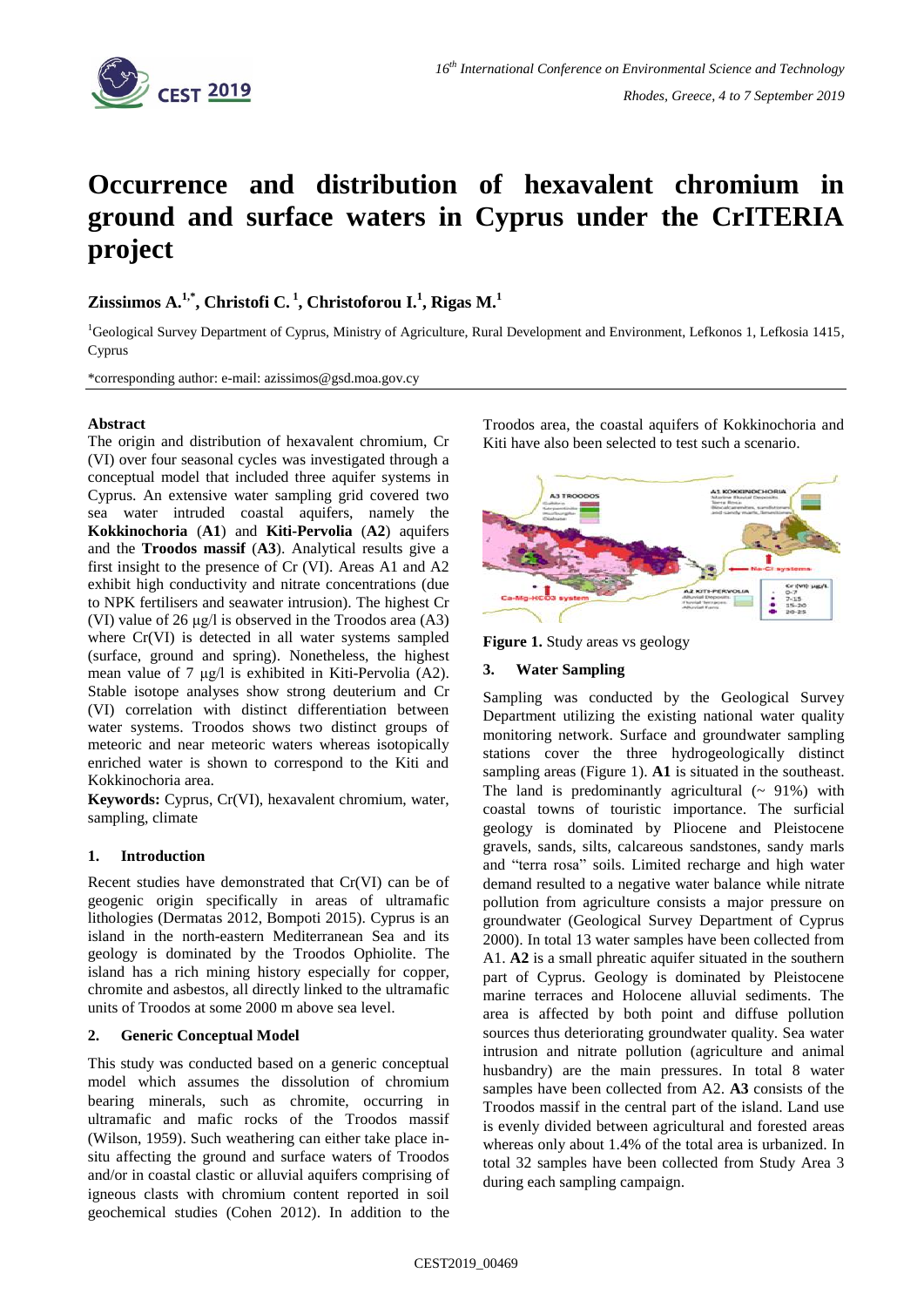# Occurrence and distribution of hexavalent chromium in ground and surface waters in Cyprus under the CrITERIA project

**Zıssımos A.[1,*], Christofi C.[1], Christoforou I.[1], Rigas M.[1]**

[1]Geological Survey Department of Cyprus, Ministry of Agriculture, Rural Development and Environment, Lefkonos 1, Lefkosia 1415, Cyprus

*corresponding author: e-mail: azissimos@gsd.moa.gov.cy

**Abstract**

The origin and distribution of hexavalent chromium, Cr (VI) over four seasonal cycles was investigated through a conceptual model that included three aquifer systems in Cyprus. An extensive water sampling grid covered two sea water intruded coastal aquifers, namely the **Kokkinochoria** (**A1**) and **Kiti-Pervolia** (**A2**) aquifers and the **Troodos massif** (**A3**). Analytical results give a first insight to the presence of Cr (VI). Areas A1 and A2 exhibit high conductivity and nitrate concentrations (due to NPK fertilisers and seawater intrusion). The highest Cr (VI) value of 26 μg/l is observed in the Troodos area (A3) where Cr(VI) is detected in all water systems sampled (surface, ground and spring). Nonetheless, the highest mean value of 7 μg/l is exhibited in Kiti-Pervolia (A2). Stable isotope analyses show strong deuterium and Cr (VI) correlation with distinct differentiation between water systems. Troodos shows two distinct groups of meteoric and near meteoric waters whereas isotopically enriched water is shown to correspond to the Kiti and Kokkinochoria area.

**Keywords:** Cyprus, Cr(VI), hexavalent chromium, water, sampling, climate

## 1. Introduction

Recent studies have demonstrated that Cr(VI) can be of geogenic origin specifically in areas of ultramafic lithologies (Dermatas 2012, Bompoti 2015). Cyprus is an island in the north-eastern Mediterranean Sea and its geology is dominated by the Troodos Ophiolite. The island has a rich mining history especially for copper, chromite and asbestos, all directly linked to the ultramafic units of Troodos at some 2000 m above sea level.

## 2. Generic Conceptual Model

This study was conducted based on a generic conceptual model which assumes the dissolution of chromium bearing minerals, such as chromite, occurring in ultramafic and mafic rocks of the Troodos massif (Wilson, 1959). Such weathering can either take place in-situ affecting the ground and surface waters of Troodos and/or in coastal clastic or alluvial aquifers comprising of igneous clasts with chromium content reported in soil geochemical studies (Cohen 2012). In addition to the Troodos area, the coastal aquifers of Kokkinochoria and Kiti have also been selected to test such a scenario.

**Figure 1.** Study areas vs geology

## 3. Water Sampling

Sampling was conducted by the Geological Survey Department utilizing the existing national water quality monitoring network. Surface and groundwater sampling stations cover the three hydrogeologically distinct sampling areas (Figure 1). **A1** is situated in the southeast. The land is predominantly agricultural (~ 91%) with coastal towns of touristic importance. The surficial geology is dominated by Pliocene and Pleistocene gravels, sands, silts, calcareous sandstones, sandy marls and "terra rosa" soils. Limited recharge and high water demand resulted to a negative water balance while nitrate pollution from agriculture consists a major pressure on groundwater (Geological Survey Department of Cyprus 2000). In total 13 water samples have been collected from A1. **A2** is a small phreatic aquifer situated in the southern part of Cyprus. Geology is dominated by Pleistocene marine terraces and Holocene alluvial sediments. The area is affected by both point and diffuse pollution sources thus deteriorating groundwater quality. Sea water intrusion and nitrate pollution (agriculture and animal husbandry) are the main pressures. In total 8 water samples have been collected from A2. **A3** consists of the Troodos massif in the central part of the island. Land use is evenly divided between agricultural and forested areas whereas only about 1.4% of the total area is urbanized. In total 32 samples have been collected from Study Area 3 during each sampling campaign.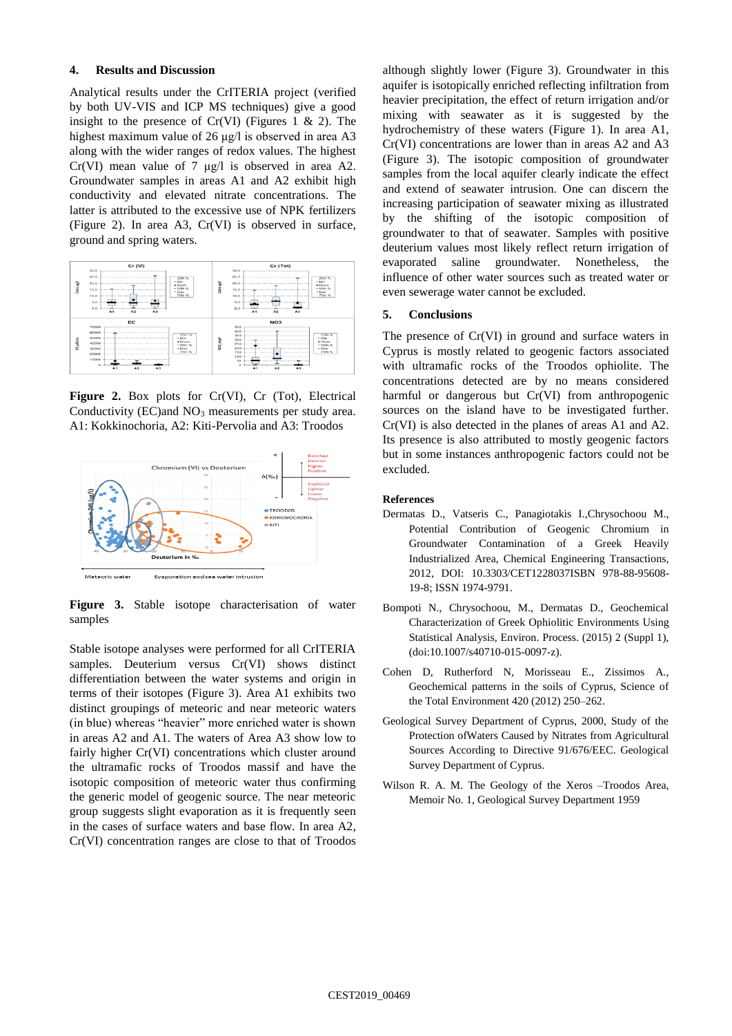## 4. Results and Discussion

Analytical results under the CrITERIA project (verified by both UV-VIS and ICP MS techniques) give a good insight to the presence of Cr(VI) (Figures 1 & 2). The highest maximum value of 26 μg/l is observed in area A3 along with the wider ranges of redox values. The highest Cr(VI) mean value of 7 μg/l is observed in area A2. Groundwater samples in areas A1 and A2 exhibit high conductivity and elevated nitrate concentrations. The latter is attributed to the excessive use of NPK fertilizers (Figure 2). In area A3, Cr(VI) is observed in surface, ground and spring waters.

Cr (VI)
Cr (Tot)
EC
NO3
A1
A2
A3
25th %
Min
Mean
50th %
Max
75th %

**Figure 2.** Box plots for Cr(VI), Cr (Tot), Electrical Conductivity (EC)and $NO_3$ measurements per study area. A1: Kokkinochoria, A2: Kiti-Pervolia and A3: Troodos

Chromium (VI) vs Deuterium
Chromium (VI) (μg/l)
Deuterium in ‰
δ(‰)
Enriched Heavier Higher Positive
Depleted Lighter Lower Negative
TROODOS
KOKKINOCHORIA
KITI
Meteoric water
Evaporation and sea water intrusion

**Figure 3.** Stable isotope characterisation of water samples

Stable isotope analyses were performed for all CrITERIA samples. Deuterium versus Cr(VI) shows distinct differentiation between the water systems and origin in terms of their isotopes (Figure 3). Area A1 exhibits two distinct groupings of meteoric and near meteoric waters (in blue) whereas "heavier" more enriched water is shown in areas A2 and A1. The waters of Area A3 show low to fairly higher Cr(VI) concentrations which cluster around the ultramafic rocks of Troodos massif and have the isotopic composition of meteoric water thus confirming the generic model of geogenic source. The near meteoric group suggests slight evaporation as it is frequently seen in the cases of surface waters and base flow. In area A2, Cr(VI) concentration ranges are close to that of Troodos although slightly lower (Figure 3). Groundwater in this aquifer is isotopically enriched reflecting infiltration from heavier precipitation, the effect of return irrigation and/or mixing with seawater as it is suggested by the hydrochemistry of these waters (Figure 1). In area A1, Cr(VI) concentrations are lower than in areas A2 and A3 (Figure 3). The isotopic composition of groundwater samples from the local aquifer clearly indicate the effect and extend of seawater intrusion. One can discern the increasing participation of seawater mixing as illustrated by the shifting of the isotopic composition of groundwater to that of seawater. Samples with positive deuterium values most likely reflect return irrigation of evaporated saline groundwater. Nonetheless, the influence of other water sources such as treated water or even sewerage water cannot be excluded.

## 5. Conclusions

The presence of Cr(VI) in ground and surface waters in Cyprus is mostly related to geogenic factors associated with ultramafic rocks of the Troodos ophiolite. The concentrations detected are by no means considered harmful or dangerous but Cr(VI) from anthropogenic sources on the island have to be investigated further. Cr(VI) is also detected in the planes of areas A1 and A2. Its presence is also attributed to mostly geogenic factors but in some instances anthropogenic factors could not be excluded.

## References

Dermatas D., Vatseris C., Panagiotakis I.,Chrysochoou M., Potential Contribution of Geogenic Chromium in Groundwater Contamination of a Greek Heavily Industrialized Area, Chemical Engineering Transactions, 2012, DOI: 10.3303/CET1228037ISBN 978-88-95608-19-8; ISSN 1974-9791.

Bompoti N., Chrysochoou, M., Dermatas D., Geochemical Characterization of Greek Ophiolitic Environments Using Statistical Analysis, Environ. Process. (2015) 2 (Suppl 1), (doi:10.1007/s40710-015-0097-z).

Cohen D, Rutherford N, Morisseau E., Zissimos A., Geochemical patterns in the soils of Cyprus, Science of the Total Environment 420 (2012) 250–262.

Geological Survey Department of Cyprus, 2000, Study of the Protection ofWaters Caused by Nitrates from Agricultural Sources According to Directive 91/676/EEC. Geological Survey Department of Cyprus.

Wilson R. A. M. The Geology of the Xeros –Troodos Area, Memoir No. 1, Geological Survey Department 1959